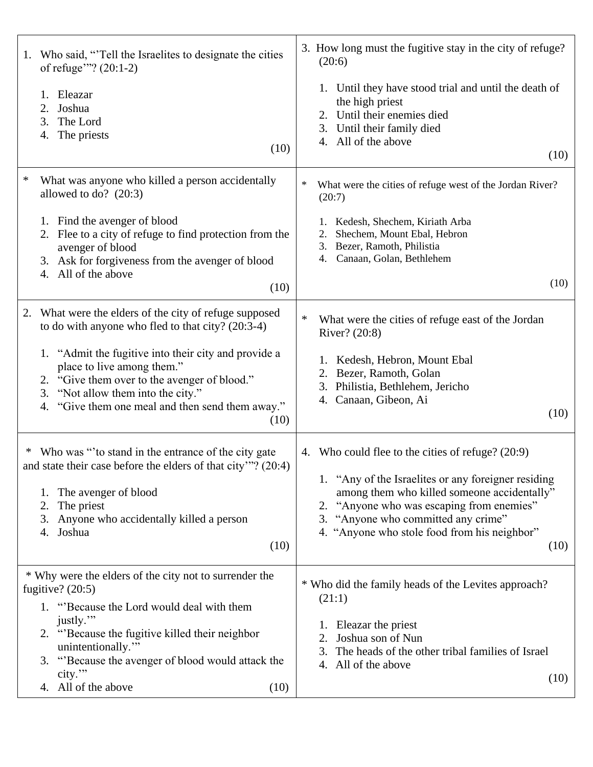1. Who said, "'Tell the Israelites to designate the cities of refuge'"? (20:1-2)

   1. Eleazar
   2. Joshua
   3. The Lord
   4. The priests

   (10)

3. How long must the fugitive stay in the city of refuge? (20:6)

   1. Until they have stood trial and until the death of the high priest
   2. Until their enemies died
   3. Until their family died
   4. All of the above

   (10)

\* What was anyone who killed a person accidentally allowed to do? (20:3)

1. Find the avenger of blood
2. Flee to a city of refuge to find protection from the avenger of blood
3. Ask for forgiveness from the avenger of blood
4. All of the above

(10)

\* What were the cities of refuge west of the Jordan River? (20:7)

1. Kedesh, Shechem, Kiriath Arba
2. Shechem, Mount Ebal, Hebron
3. Bezer, Ramoth, Philistia
4. Canaan, Golan, Bethlehem

(10)

2. What were the elders of the city of refuge supposed to do with anyone who fled to that city? (20:3-4)

   1. "Admit the fugitive into their city and provide a place to live among them."
   2. "Give them over to the avenger of blood."
   3. "Not allow them into the city."
   4. "Give them one meal and then send them away."

   (10)

\* What were the cities of refuge east of the Jordan River? (20:8)

1. Kedesh, Hebron, Mount Ebal
2. Bezer, Ramoth, Golan
3. Philistia, Bethlehem, Jericho
4. Canaan, Gibeon, Ai

(10)

\* Who was "'to stand in the entrance of the city gate and state their case before the elders of that city'"? (20:4)

1. The avenger of blood
2. The priest
3. Anyone who accidentally killed a person
4. Joshua

(10)

4. Who could flee to the cities of refuge? (20:9)

   1. "Any of the Israelites or any foreigner residing among them who killed someone accidentally"
   2. "Anyone who was escaping from enemies"
   3. "Anyone who committed any crime"
   4. "Anyone who stole food from his neighbor"

   (10)

\* Why were the elders of the city not to surrender the fugitive? (20:5)

1. "'Because the Lord would deal with them justly.'"
2. "'Because the fugitive killed their neighbor unintentionally.'"
3. "'Because the avenger of blood would attack the city.'"
4. All of the above

(10)

\* Who did the family heads of the Levites approach? (21:1)

1. Eleazar the priest
2. Joshua son of Nun
3. The heads of the other tribal families of Israel
4. All of the above

(10)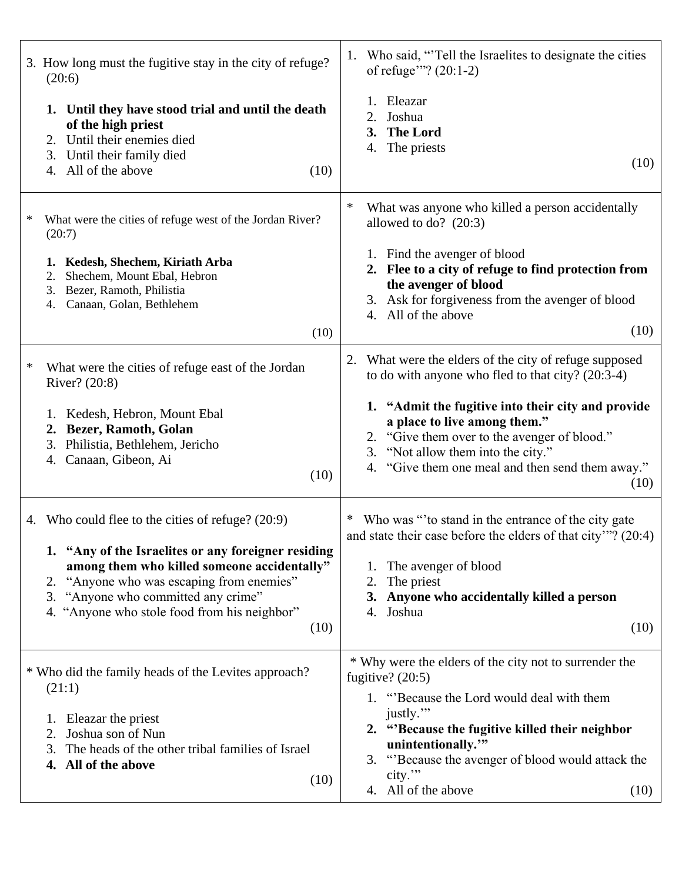3. How long must the fugitive stay in the city of refuge? (20:6)

1. **Until they have stood trial and until the death of the high priest**
2. Until their enemies died
3. Until their family died
4. All of the above

(10)

1. Who said, "'Tell the Israelites to designate the cities of refuge'"? (20:1-2)

1. Eleazar
2. Joshua
3. **The Lord**
4. The priests

(10)

* What were the cities of refuge west of the Jordan River? (20:7)

1. **Kedesh, Shechem, Kiriath Arba**
2. Shechem, Mount Ebal, Hebron
3. Bezer, Ramoth, Philistia
4. Canaan, Golan, Bethlehem

(10)

* What was anyone who killed a person accidentally allowed to do? (20:3)

1. Find the avenger of blood
2. **Flee to a city of refuge to find protection from the avenger of blood**
3. Ask for forgiveness from the avenger of blood
4. All of the above

(10)

* What were the cities of refuge east of the Jordan River? (20:8)

1. Kedesh, Hebron, Mount Ebal
2. **Bezer, Ramoth, Golan**
3. Philistia, Bethlehem, Jericho
4. Canaan, Gibeon, Ai

(10)

2. What were the elders of the city of refuge supposed to do with anyone who fled to that city? (20:3-4)

1. **"Admit the fugitive into their city and provide a place to live among them."**
2. "Give them over to the avenger of blood."
3. "Not allow them into the city."
4. "Give them one meal and then send them away."

(10)

4. Who could flee to the cities of refuge? (20:9)

1. **"Any of the Israelites or any foreigner residing among them who killed someone accidentally"**
2. "Anyone who was escaping from enemies"
3. "Anyone who committed any crime"
4. "Anyone who stole food from his neighbor"

(10)

* Who was "'to stand in the entrance of the city gate and state their case before the elders of that city'"? (20:4)

1. The avenger of blood
2. The priest
3. **Anyone who accidentally killed a person**
4. Joshua

(10)

* Who did the family heads of the Levites approach? (21:1)

1. Eleazar the priest
2. Joshua son of Nun
3. The heads of the other tribal families of Israel
4. **All of the above**

(10)

* Why were the elders of the city not to surrender the fugitive? (20:5)

1. "'Because the Lord would deal with them justly.'"
2. **"'Because the fugitive killed their neighbor unintentionally.'"**
3. "'Because the avenger of blood would attack the city.'"
4. All of the above

(10)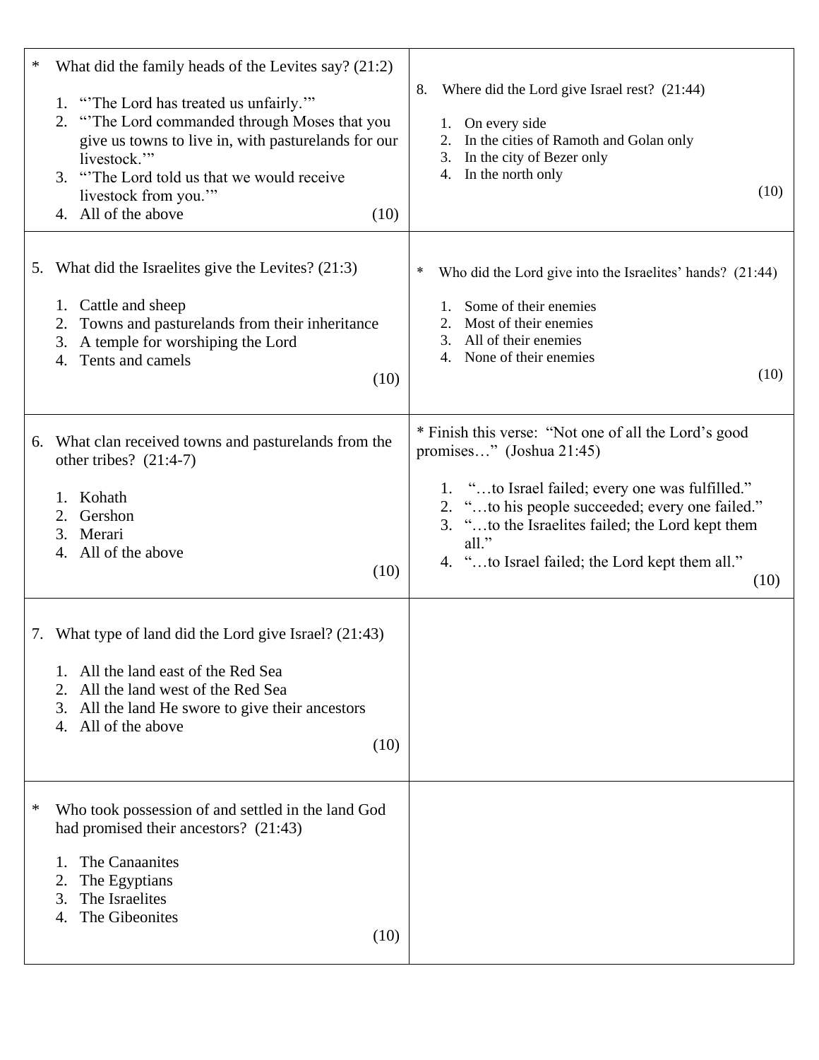\* What did the family heads of the Levites say? (21:2)

1. "'The Lord has treated us unfairly.'"
2. "'The Lord commanded through Moses that you give us towns to live in, with pasturelands for our livestock.'"
3. "'The Lord told us that we would receive livestock from you.'"
4. All of the above

(10)

5. What did the Israelites give the Levites? (21:3)

1. Cattle and sheep
2. Towns and pasturelands from their inheritance
3. A temple for worshiping the Lord
4. Tents and camels

(10)

6. What clan received towns and pasturelands from the other tribes? (21:4-7)

1. Kohath
2. Gershon
3. Merari
4. All of the above

(10)

7. What type of land did the Lord give Israel? (21:43)

1. All the land east of the Red Sea
2. All the land west of the Red Sea
3. All the land He swore to give their ancestors
4. All of the above

(10)

\* Who took possession of and settled in the land God had promised their ancestors? (21:43)

1. The Canaanites
2. The Egyptians
3. The Israelites
4. The Gibeonites

(10)

8. Where did the Lord give Israel rest? (21:44)

1. On every side
2. In the cities of Ramoth and Golan only
3. In the city of Bezer only
4. In the north only

(10)

\* Who did the Lord give into the Israelites' hands? (21:44)

1. Some of their enemies
2. Most of their enemies
3. All of their enemies
4. None of their enemies

(10)

\* Finish this verse: "Not one of all the Lord's good promises…" (Joshua 21:45)

1. "…to Israel failed; every one was fulfilled."
2. "…to his people succeeded; every one failed."
3. "…to the Israelites failed; the Lord kept them all."
4. "…to Israel failed; the Lord kept them all."

(10)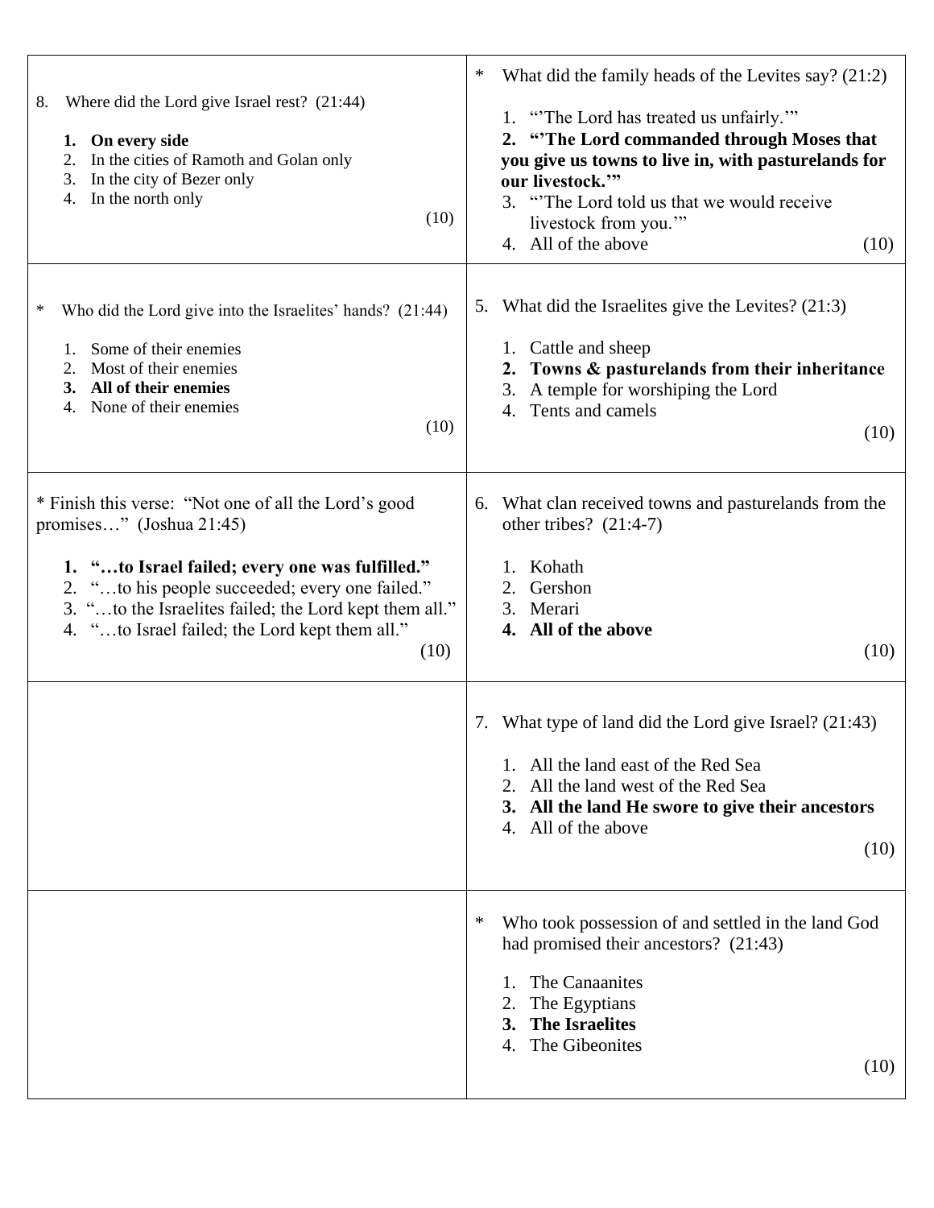8. Where did the Lord give Israel rest? (21:44)

1. **On every side**
2. In the cities of Ramoth and Golan only
3. In the city of Bezer only
4. In the north only

(10)

\* Who did the Lord give into the Israelites' hands? (21:44)

1. Some of their enemies
2. Most of their enemies
3. **All of their enemies**
4. None of their enemies

(10)

\* Finish this verse: "Not one of all the Lord's good promises…" (Joshua 21:45)

1. **"…to Israel failed; every one was fulfilled."**
2. "…to his people succeeded; every one failed."
3. "…to the Israelites failed; the Lord kept them all."
4. "…to Israel failed; the Lord kept them all."

(10)

\* What did the family heads of the Levites say? (21:2)

1. "'The Lord has treated us unfairly.'"
2. **"'The Lord commanded through Moses that you give us towns to live in, with pasturelands for our livestock.'"**
3. "'The Lord told us that we would receive livestock from you.'"
4. All of the above

(10)

5. What did the Israelites give the Levites? (21:3)

1. Cattle and sheep
2. **Towns & pasturelands from their inheritance**
3. A temple for worshiping the Lord
4. Tents and camels

(10)

6. What clan received towns and pasturelands from the other tribes? (21:4-7)

1. Kohath
2. Gershon
3. Merari
4. **All of the above**

(10)

7. What type of land did the Lord give Israel? (21:43)

1. All the land east of the Red Sea
2. All the land west of the Red Sea
3. **All the land He swore to give their ancestors**
4. All of the above

(10)

\* Who took possession of and settled in the land God had promised their ancestors? (21:43)

1. The Canaanites
2. The Egyptians
3. **The Israelites**
4. The Gibeonites

(10)